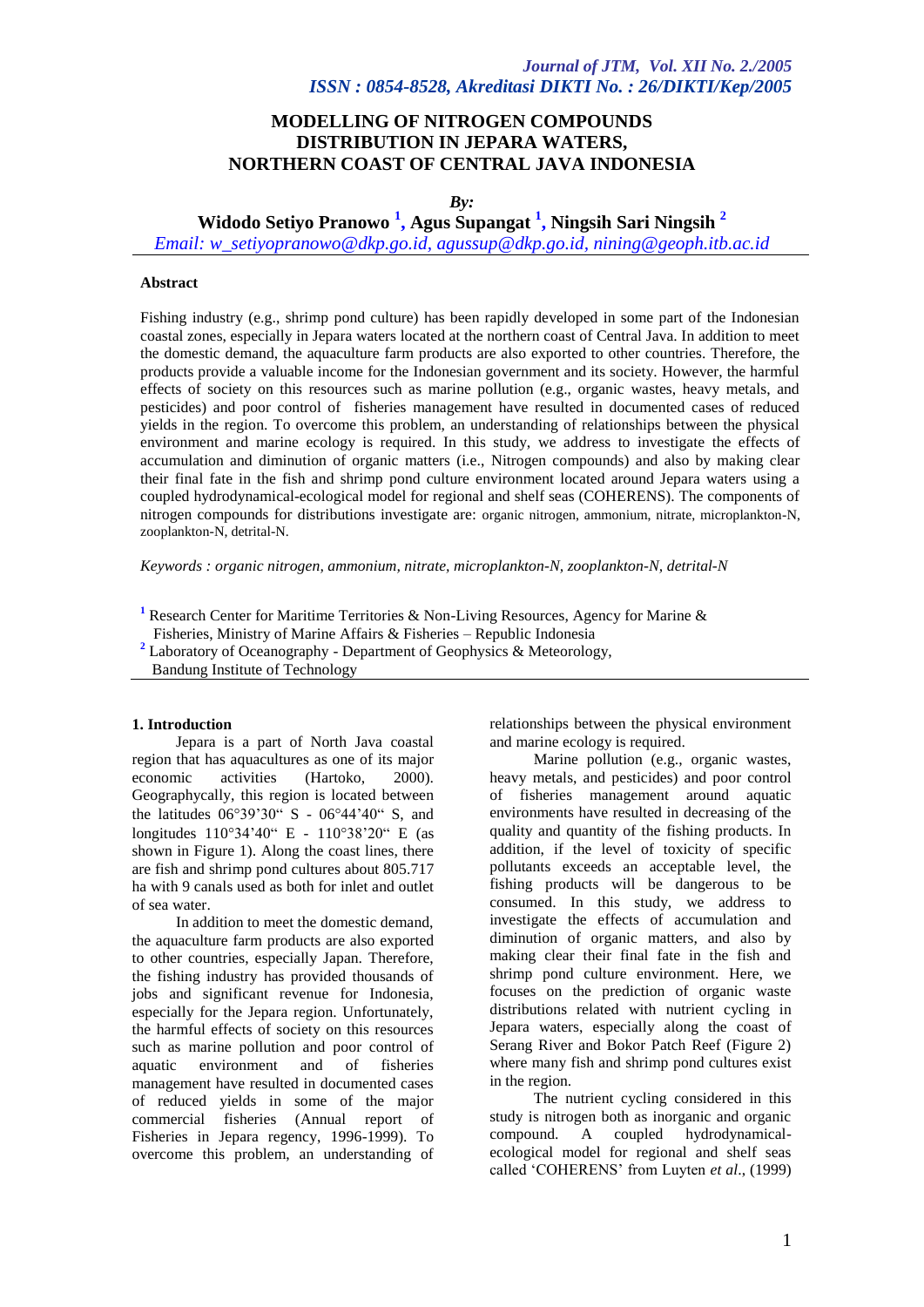# MODELLING OF NITROGEN COMPOUNDS DISTRIBUTION IN JEPARA WATERS, NORTHERN COAST OF CENTRAL JAVA INDONESIA

*By:*

**Widodo Setiyo Pranowo [1], Agus Supangat [1], Ningsih Sari Ningsih [2]**

*Email: w_setiyopranowo@dkp.go.id, agussup@dkp.go.id, nining@geoph.itb.ac.id*

**Abstract**

Fishing industry (e.g., shrimp pond culture) has been rapidly developed in some part of the Indonesian coastal zones, especially in Jepara waters located at the northern coast of Central Java. In addition to meet the domestic demand, the aquaculture farm products are also exported to other countries. Therefore, the products provide a valuable income for the Indonesian government and its society. However, the harmful effects of society on this resources such as marine pollution (e.g., organic wastes, heavy metals, and pesticides) and poor control of fisheries management have resulted in documented cases of reduced yields in the region. To overcome this problem, an understanding of relationships between the physical environment and marine ecology is required. In this study, we address to investigate the effects of accumulation and diminution of organic matters (i.e., Nitrogen compounds) and also by making clear their final fate in the fish and shrimp pond culture environment located around Jepara waters using a coupled hydrodynamical-ecological model for regional and shelf seas (COHERENS). The components of nitrogen compounds for distributions investigate are: organic nitrogen, ammonium, nitrate, microplankton-N, zooplankton-N, detrital-N.

*Keywords : organic nitrogen, ammonium, nitrate, microplankton-N, zooplankton-N, detrital-N*

[1] Research Center for Maritime Territories & Non-Living Resources, Agency for Marine & Fisheries, Ministry of Marine Affairs & Fisheries – Republic Indonesia

[2] Laboratory of Oceanography - Department of Geophysics & Meteorology, Bandung Institute of Technology

## 1. Introduction

Jepara is a part of North Java coastal region that has aquacultures as one of its major economic activities (Hartoko, 2000). Geographycally, this region is located between the latitudes 06°39'30" S - 06°44'40" S, and longitudes 110°34'40" E - 110°38'20" E (as shown in Figure 1). Along the coast lines, there are fish and shrimp pond cultures about 805.717 ha with 9 canals used as both for inlet and outlet of sea water.

In addition to meet the domestic demand, the aquaculture farm products are also exported to other countries, especially Japan. Therefore, the fishing industry has provided thousands of jobs and significant revenue for Indonesia, especially for the Jepara region. Unfortunately, the harmful effects of society on this resources such as marine pollution and poor control of aquatic environment and of fisheries management have resulted in documented cases of reduced yields in some of the major commercial fisheries (Annual report of Fisheries in Jepara regency, 1996-1999). To overcome this problem, an understanding of relationships between the physical environment and marine ecology is required.

Marine pollution (e.g., organic wastes, heavy metals, and pesticides) and poor control of fisheries management around aquatic environments have resulted in decreasing of the quality and quantity of the fishing products. In addition, if the level of toxicity of specific pollutants exceeds an acceptable level, the fishing products will be dangerous to be consumed. In this study, we address to investigate the effects of accumulation and diminution of organic matters, and also by making clear their final fate in the fish and shrimp pond culture environment. Here, we focuses on the prediction of organic waste distributions related with nutrient cycling in Jepara waters, especially along the coast of Serang River and Bokor Patch Reef (Figure 2) where many fish and shrimp pond cultures exist in the region.

The nutrient cycling considered in this study is nitrogen both as inorganic and organic compound. A coupled hydrodynamical-ecological model for regional and shelf seas called 'COHERENS' from Luyten *et al*., (1999)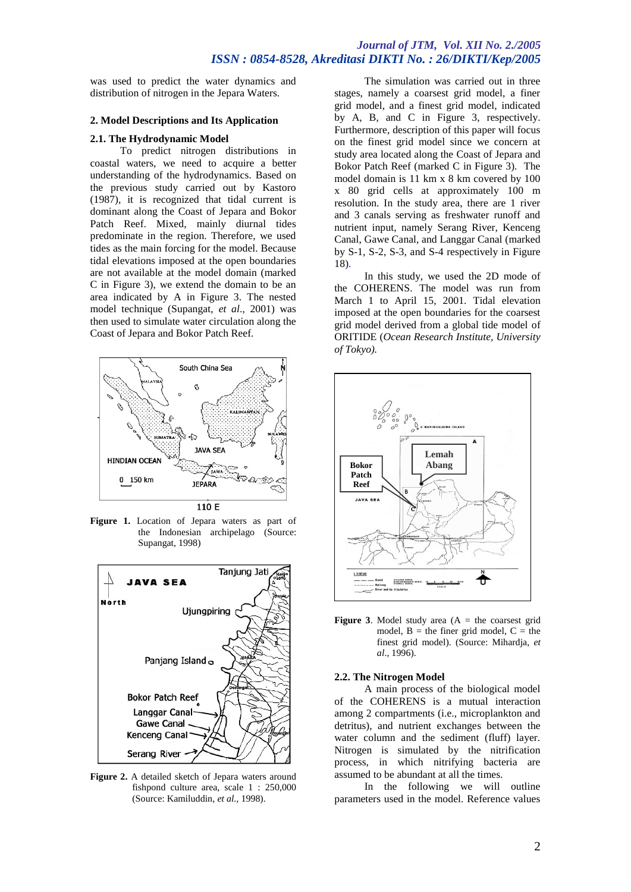was used to predict the water dynamics and distribution of nitrogen in the Jepara Waters.

## 2. Model Descriptions and Its Application

### 2.1. The Hydrodynamic Model

To predict nitrogen distributions in coastal waters, we need to acquire a better understanding of the hydrodynamics. Based on the previous study carried out by Kastoro (1987), it is recognized that tidal current is dominant along the Coast of Jepara and Bokor Patch Reef. Mixed, mainly diurnal tides predominate in the region. Therefore, we used tides as the main forcing for the model. Because tidal elevations imposed at the open boundaries are not available at the model domain (marked C in Figure 3), we extend the domain to be an area indicated by A in Figure 3. The nested model technique (Supangat, *et al*., 2001) was then used to simulate water circulation along the Coast of Jepara and Bokor Patch Reef.

**Figure 1.** Location of Jepara waters as part of the Indonesian archipelago (Source: Supangat, 1998)

**Figure 2.** A detailed sketch of Jepara waters around fishpond culture area, scale 1 : 250,000 (Source: Kamiluddin, *et al.,* 1998).

The simulation was carried out in three stages, namely a coarsest grid model, a finer grid model, and a finest grid model, indicated by A, B, and C in Figure 3, respectively. Furthermore, description of this paper will focus on the finest grid model since we concern at study area located along the Coast of Jepara and Bokor Patch Reef (marked C in Figure 3). The model domain is 11 km x 8 km covered by 100 x 80 grid cells at approximately 100 m resolution. In the study area, there are 1 river and 3 canals serving as freshwater runoff and nutrient input, namely Serang River, Kenceng Canal, Gawe Canal, and Langgar Canal (marked by S-1, S-2, S-3, and S-4 respectively in Figure 18).

In this study, we used the 2D mode of the COHERENS. The model was run from March 1 to April 15, 2001. Tidal elevation imposed at the open boundaries for the coarsest grid model derived from a global tide model of ORITIDE (*Ocean Research Institute, University of Tokyo).*

**Figure 3**. Model study area (A = the coarsest grid model, B = the finer grid model, C = the finest grid model). (Source: Mihardja, *et al.*, 1996).

### 2.2. The Nitrogen Model

A main process of the biological model of the COHERENS is a mutual interaction among 2 compartments (i.e., microplankton and detritus), and nutrient exchanges between the water column and the sediment (fluff) layer. Nitrogen is simulated by the nitrification process, in which nitrifying bacteria are assumed to be abundant at all the times.

In the following we will outline parameters used in the model. Reference values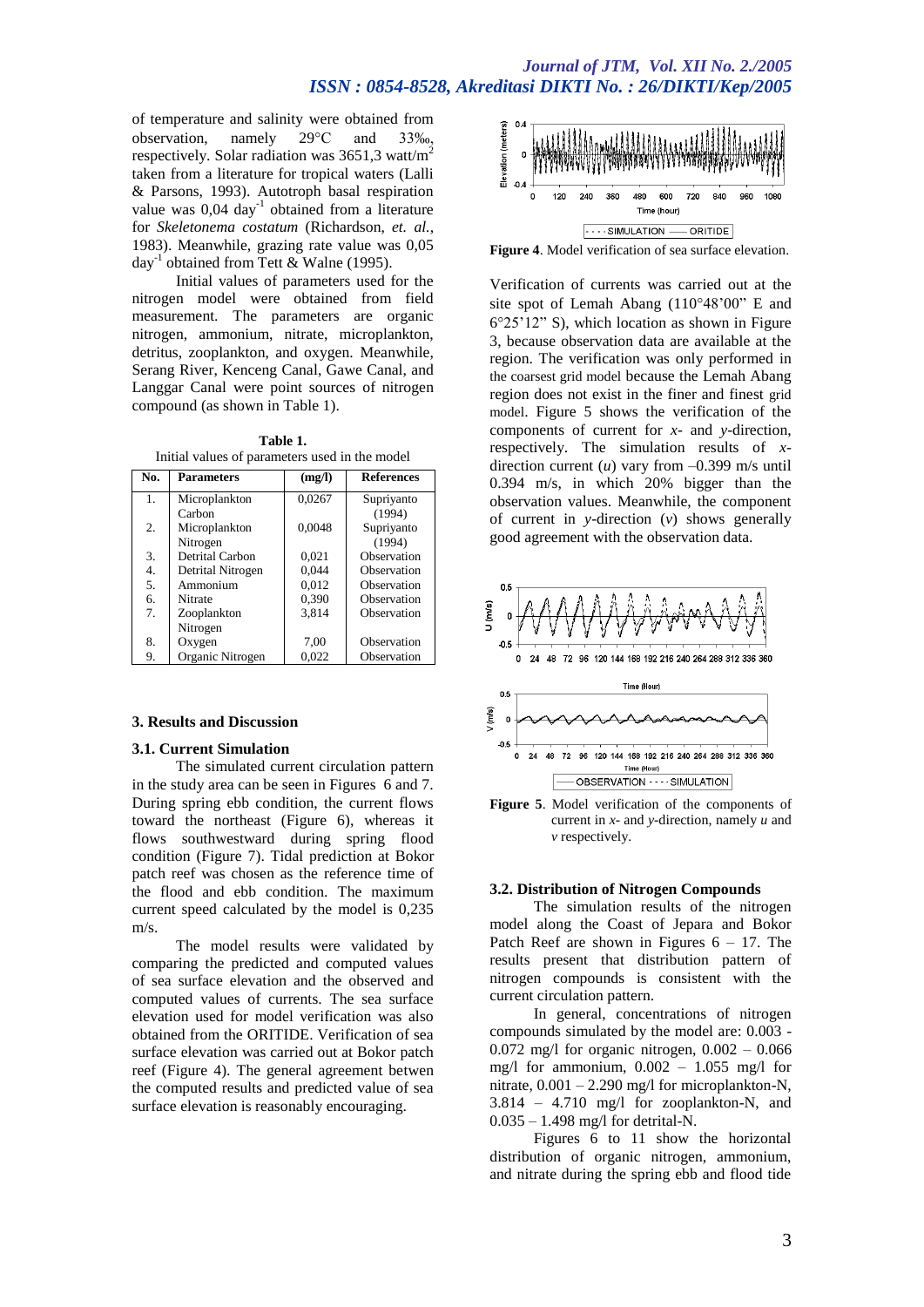of temperature and salinity were obtained from observation, namely 29°C and 33‰, respectively. Solar radiation was 3651,3 watt/m$^2$ taken from a literature for tropical waters (Lalli & Parsons, 1993). Autotroph basal respiration value was 0,04 day$^{-1}$ obtained from a literature for *Skeletonema costatum* (Richardson, *et. al.*, 1983). Meanwhile, grazing rate value was 0,05 day$^{-1}$ obtained from Tett & Walne (1995).

Initial values of parameters used for the nitrogen model were obtained from field measurement. The parameters are organic nitrogen, ammonium, nitrate, microplankton, detritus, zooplankton, and oxygen. Meanwhile, Serang River, Kenceng Canal, Gawe Canal, and Langgar Canal were point sources of nitrogen compound (as shown in Table 1).

**Table 1.**
Initial values of parameters used in the model

| No. | Parameters | (mg/l) | References |
|---|---|---|---|
| 1. | Microplankton Carbon | 0,0267 | Supriyanto (1994) |
| 2. | Microplankton Nitrogen | 0,0048 | Supriyanto (1994) |
| 3. | Detrital Carbon | 0,021 | Observation |
| 4. | Detrital Nitrogen | 0,044 | Observation |
| 5. | Ammonium | 0,012 | Observation |
| 6. | Nitrate | 0,390 | Observation |
| 7. | Zooplankton Nitrogen | 3,814 | Observation |
| 8. | Oxygen | 7,00 | Observation |
| 9. | Organic Nitrogen | 0,022 | Observation |

## 3. Results and Discussion

### 3.1. Current Simulation

The simulated current circulation pattern in the study area can be seen in Figures 6 and 7. During spring ebb condition, the current flows toward the northeast (Figure 6), whereas it flows southwestward during spring flood condition (Figure 7). Tidal prediction at Bokor patch reef was chosen as the reference time of the flood and ebb condition. The maximum current speed calculated by the model is 0,235 m/s.

The model results were validated by comparing the predicted and computed values of sea surface elevation and the observed and computed values of currents. The sea surface elevation used for model verification was also obtained from the ORITIDE. Verification of sea surface elevation was carried out at Bokor patch reef (Figure 4). The general agreement betwen the computed results and predicted value of sea surface elevation is reasonably encouraging.

**Figure 4**. Model verification of sea surface elevation.

Verification of currents was carried out at the site spot of Lemah Abang (110°48'00" E and 6°25'12" S), which location as shown in Figure 3, because observation data are available at the region. The verification was only performed in the coarsest grid model because the Lemah Abang region does not exist in the finer and finest grid model. Figure 5 shows the verification of the components of current for *x*- and *y*-direction, respectively. The simulation results of *x*-direction current ($u$) vary from –0.399 m/s until 0.394 m/s, in which 20% bigger than the observation values. Meanwhile, the component of current in *y*-direction ($v$) shows generally good agreement with the observation data.

**Figure 5**. Model verification of the components of current in *x*- and *y*-direction, namely *u* and *v* respectively.

### 3.2. Distribution of Nitrogen Compounds

The simulation results of the nitrogen model along the Coast of Jepara and Bokor Patch Reef are shown in Figures 6 – 17. The results present that distribution pattern of nitrogen compounds is consistent with the current circulation pattern.

In general, concentrations of nitrogen compounds simulated by the model are: 0.003 - 0.072 mg/l for organic nitrogen, 0.002 – 0.066 mg/l for ammonium, 0.002 – 1.055 mg/l for nitrate, 0.001 – 2.290 mg/l for microplankton-N, 3.814 – 4.710 mg/l for zooplankton-N, and 0.035 – 1.498 mg/l for detrital-N.

Figures 6 to 11 show the horizontal distribution of organic nitrogen, ammonium, and nitrate during the spring ebb and flood tide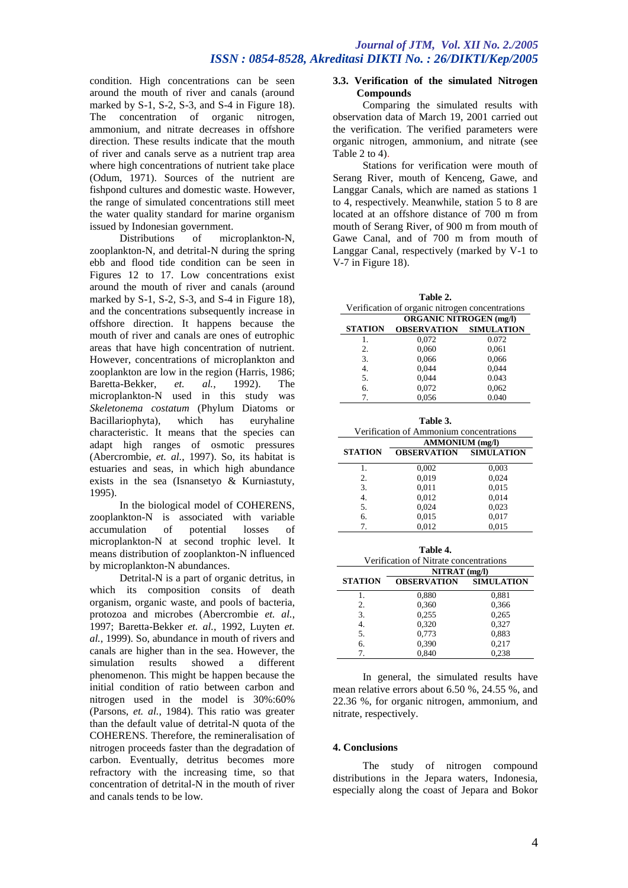condition. High concentrations can be seen around the mouth of river and canals (around marked by S-1, S-2, S-3, and S-4 in Figure 18). The concentration of organic nitrogen, ammonium, and nitrate decreases in offshore direction. These results indicate that the mouth of river and canals serve as a nutrient trap area where high concentrations of nutrient take place (Odum, 1971). Sources of the nutrient are fishpond cultures and domestic waste. However, the range of simulated concentrations still meet the water quality standard for marine organism issued by Indonesian government.

Distributions of microplankton-N, zooplankton-N, and detrital-N during the spring ebb and flood tide condition can be seen in Figures 12 to 17. Low concentrations exist around the mouth of river and canals (around marked by S-1, S-2, S-3, and S-4 in Figure 18), and the concentrations subsequently increase in offshore direction. It happens because the mouth of river and canals are ones of eutrophic areas that have high concentration of nutrient. However, concentrations of microplankton and zooplankton are low in the region (Harris, 1986; Baretta-Bekker, *et. al.*, 1992). The microplankton-N used in this study was *Skeletonema costatum* (Phylum Diatoms or Bacillariophyta), which has euryhaline characteristic. It means that the species can adapt high ranges of osmotic pressures (Abercrombie, *et. al.*, 1997). So, its habitat is estuaries and seas, in which high abundance exists in the sea (Isnansetyo & Kurniastuty, 1995).

In the biological model of COHERENS, zooplankton-N is associated with variable accumulation of potential losses of microplankton-N at second trophic level. It means distribution of zooplankton-N influenced by microplankton-N abundances.

Detrital-N is a part of organic detritus, in which its composition consits of death organism, organic waste, and pools of bacteria, protozoa and microbes (Abercrombie *et. al.*, 1997; Baretta-Bekker *et. al.*, 1992, Luyten *et. al.*, 1999). So, abundance in mouth of rivers and canals are higher than in the sea. However, the simulation results showed a different phenomenon. This might be happen because the initial condition of ratio between carbon and nitrogen used in the model is 30%:60% (Parsons, *et. al.*, 1984). This ratio was greater than the default value of detrital-N quota of the COHERENS. Therefore, the remineralisation of nitrogen proceeds faster than the degradation of carbon. Eventually, detritus becomes more refractory with the increasing time, so that concentration of detrital-N in the mouth of river and canals tends to be low.

### 3.3. Verification of the simulated Nitrogen Compounds

Comparing the simulated results with observation data of March 19, 2001 carried out the verification. The verified parameters were organic nitrogen, ammonium, and nitrate (see Table 2 to 4).

Stations for verification were mouth of Serang River, mouth of Kenceng, Gawe, and Langgar Canals, which are named as stations 1 to 4, respectively. Meanwhile, station 5 to 8 are located at an offshore distance of 700 m from mouth of Serang River, of 900 m from mouth of Gawe Canal, and of 700 m from mouth of Langgar Canal, respectively (marked by V-1 to V-7 in Figure 18).

**Table 2.**
Verification of organic nitrogen concentrations

| STATION | ORGANIC NITROGEN (mg/l) | |
|---|---|---|
| | OBSERVATION | SIMULATION |
| 1. | 0,072 | 0.072 |
| 2. | 0,060 | 0,061 |
| 3. | 0,066 | 0,066 |
| 4. | 0,044 | 0,044 |
| 5. | 0,044 | 0.043 |
| 6. | 0,072 | 0,062 |
| 7. | 0,056 | 0.040 |

**Table 3.**
Verification of Ammonium concentrations

| STATION | AMMONIUM (mg/l) | |
|---|---|---|
| | OBSERVATION | SIMULATION |
| 1. | 0,002 | 0,003 |
| 2. | 0,019 | 0,024 |
| 3. | 0,011 | 0,015 |
| 4. | 0,012 | 0,014 |
| 5. | 0,024 | 0,023 |
| 6. | 0,015 | 0,017 |
| 7. | 0,012 | 0,015 |

**Table 4.**
Verification of Nitrate concentrations

| STATION | NITRAT (mg/l) | |
|---|---|---|
| | OBSERVATION | SIMULATION |
| 1. | 0,880 | 0,881 |
| 2. | 0,360 | 0,366 |
| 3. | 0,255 | 0,265 |
| 4. | 0,320 | 0,327 |
| 5. | 0,773 | 0,883 |
| 6. | 0,390 | 0,217 |
| 7. | 0,840 | 0,238 |

In general, the simulated results have mean relative errors about 6.50 %, 24.55 %, and 22.36 %, for organic nitrogen, ammonium, and nitrate, respectively.

## 4. Conclusions

The study of nitrogen compound distributions in the Jepara waters, Indonesia, especially along the coast of Jepara and Bokor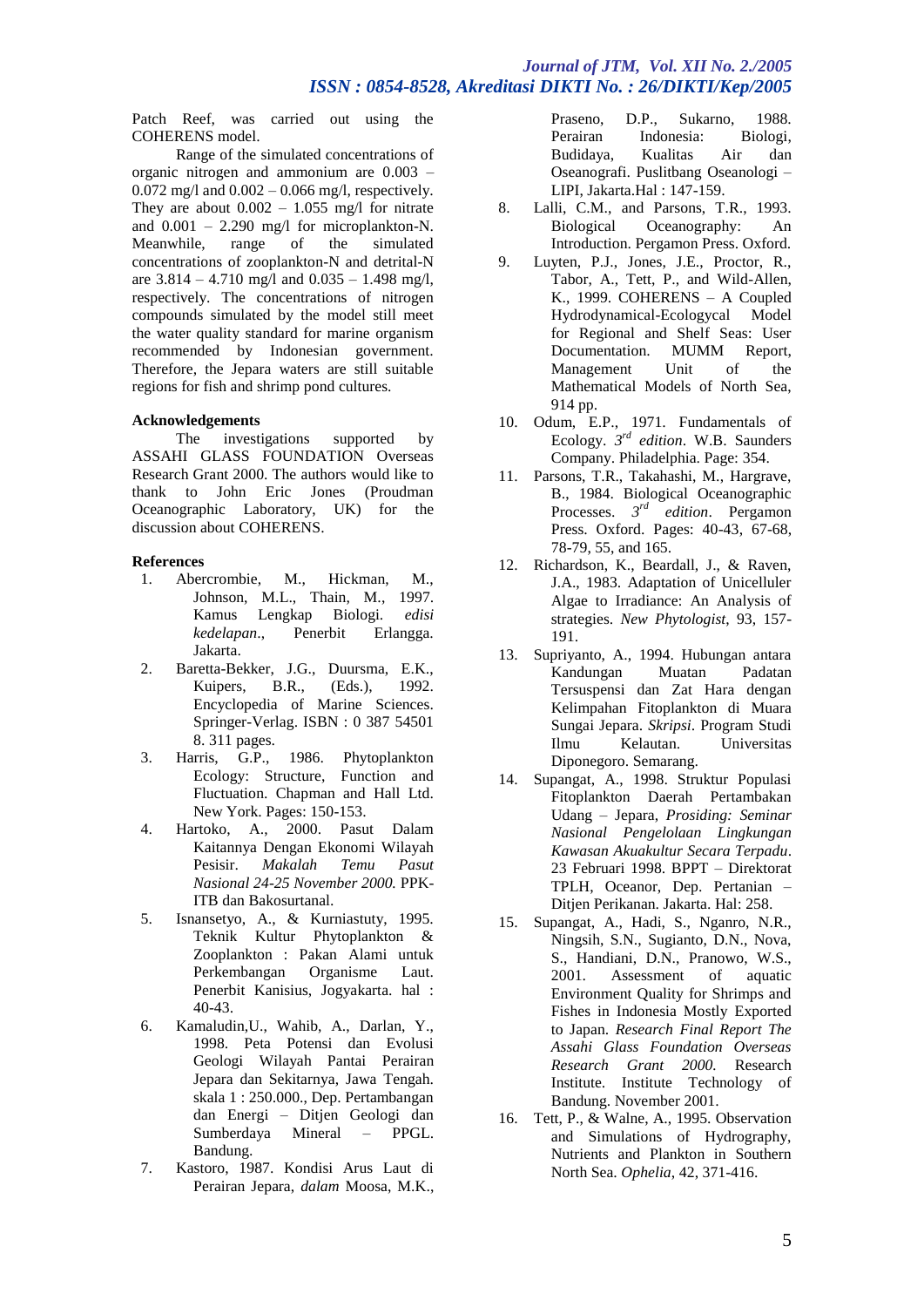Patch Reef, was carried out using the COHERENS model.

Range of the simulated concentrations of organic nitrogen and ammonium are 0.003 – 0.072 mg/l and 0.002 – 0.066 mg/l, respectively. They are about 0.002 – 1.055 mg/l for nitrate and 0.001 – 2.290 mg/l for microplankton-N. Meanwhile, range of the simulated concentrations of zooplankton-N and detrital-N are 3.814 – 4.710 mg/l and 0.035 – 1.498 mg/l, respectively. The concentrations of nitrogen compounds simulated by the model still meet the water quality standard for marine organism recommended by Indonesian government. Therefore, the Jepara waters are still suitable regions for fish and shrimp pond cultures.

**Acknowledgements**

The investigations supported by ASSAHI GLASS FOUNDATION Overseas Research Grant 2000. The authors would like to thank to John Eric Jones (Proudman Oceanographic Laboratory, UK) for the discussion about COHERENS.

**References**

1. Abercrombie, M., Hickman, M., Johnson, M.L., Thain, M., 1997. Kamus Lengkap Biologi. *edisi kedelapan*., Penerbit Erlangga. Jakarta.
2. Baretta-Bekker, J.G., Duursma, E.K., Kuipers, B.R., (Eds.), 1992. Encyclopedia of Marine Sciences. Springer-Verlag. ISBN : 0 387 54501 8. 311 pages.
3. Harris, G.P., 1986. Phytoplankton Ecology: Structure, Function and Fluctuation. Chapman and Hall Ltd. New York. Pages: 150-153.
4. Hartoko, A., 2000. Pasut Dalam Kaitannya Dengan Ekonomi Wilayah Pesisir. *Makalah Temu Pasut Nasional 24-25 November 2000.* PPK-ITB dan Bakosurtanal.
5. Isnansetyo, A., & Kurniastuty, 1995. Teknik Kultur Phytoplankton & Zooplankton : Pakan Alami untuk Perkembangan Organisme Laut. Penerbit Kanisius, Jogyakarta. hal : 40-43.
6. Kamaludin,U., Wahib, A., Darlan, Y., 1998. Peta Potensi dan Evolusi Geologi Wilayah Pantai Perairan Jepara dan Sekitarnya, Jawa Tengah. skala 1 : 250.000., Dep. Pertambangan dan Energi – Ditjen Geologi dan Sumberdaya Mineral – PPGL. Bandung.
7. Kastoro, 1987. Kondisi Arus Laut di Perairan Jepara, *dalam* Moosa, M.K., Praseno, D.P., Sukarno, 1988. Perairan Indonesia: Biologi, Budidaya, Kualitas Air dan Oseanografi. Puslitbang Oseanologi – LIPI, Jakarta.Hal : 147-159.
8. Lalli, C.M., and Parsons, T.R., 1993. Biological Oceanography: An Introduction. Pergamon Press. Oxford.
9. Luyten, P.J., Jones, J.E., Proctor, R., Tabor, A., Tett, P., and Wild-Allen, K., 1999. COHERENS – A Coupled Hydrodynamical-Ecologycal Model for Regional and Shelf Seas: User Documentation. MUMM Report, Management Unit of the Mathematical Models of North Sea, 914 pp.
10. Odum, E.P., 1971. Fundamentals of Ecology. *3rd edition*. W.B. Saunders Company. Philadelphia. Page: 354.
11. Parsons, T.R., Takahashi, M., Hargrave, B., 1984. Biological Oceanographic Processes. *3rd edition*. Pergamon Press. Oxford. Pages: 40-43, 67-68, 78-79, 55, and 165.
12. Richardson, K., Beardall, J., & Raven, J.A., 1983. Adaptation of Unicelluler Algae to Irradiance: An Analysis of strategies. *New Phytologist*, 93, 157-191.
13. Supriyanto, A., 1994. Hubungan antara Kandungan Muatan Padatan Tersuspensi dan Zat Hara dengan Kelimpahan Fitoplankton di Muara Sungai Jepara. *Skripsi*. Program Studi Ilmu Kelautan. Universitas Diponegoro. Semarang.
14. Supangat, A., 1998. Struktur Populasi Fitoplankton Daerah Pertambakan Udang – Jepara, *Prosiding: Seminar Nasional Pengelolaan Lingkungan Kawasan Akuakultur Secara Terpadu*. 23 Februari 1998. BPPT – Direktorat TPLH, Oceanor, Dep. Pertanian – Ditjen Perikanan. Jakarta. Hal: 258.
15. Supangat, A., Hadi, S., Nganro, N.R., Ningsih, S.N., Sugianto, D.N., Nova, S., Handiani, D.N., Pranowo, W.S., 2001. Assessment of aquatic Environment Quality for Shrimps and Fishes in Indonesia Mostly Exported to Japan. *Research Final Report The Assahi Glass Foundation Overseas Research Grant 2000.* Research Institute. Institute Technology of Bandung. November 2001.
16. Tett, P., & Walne, A., 1995. Observation and Simulations of Hydrography, Nutrients and Plankton in Southern North Sea. *Ophelia*, 42, 371-416.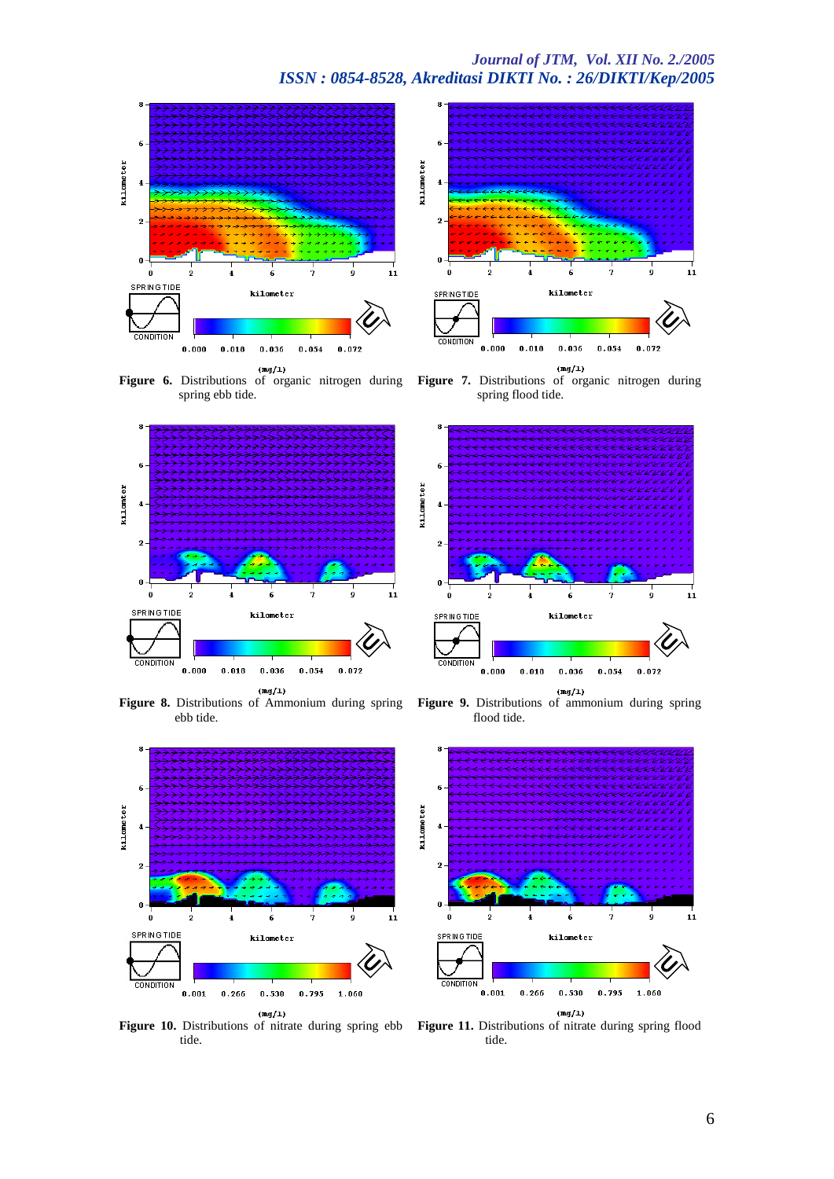**Figure 6.** Distributions of organic nitrogen during spring ebb tide.

**Figure 7.** Distributions of organic nitrogen during spring flood tide.

**Figure 8.** Distributions of Ammonium during spring ebb tide.

**Figure 9.** Distributions of ammonium during spring flood tide.

**Figure 10.** Distributions of nitrate during spring ebb tide.

**Figure 11.** Distributions of nitrate during spring flood tide.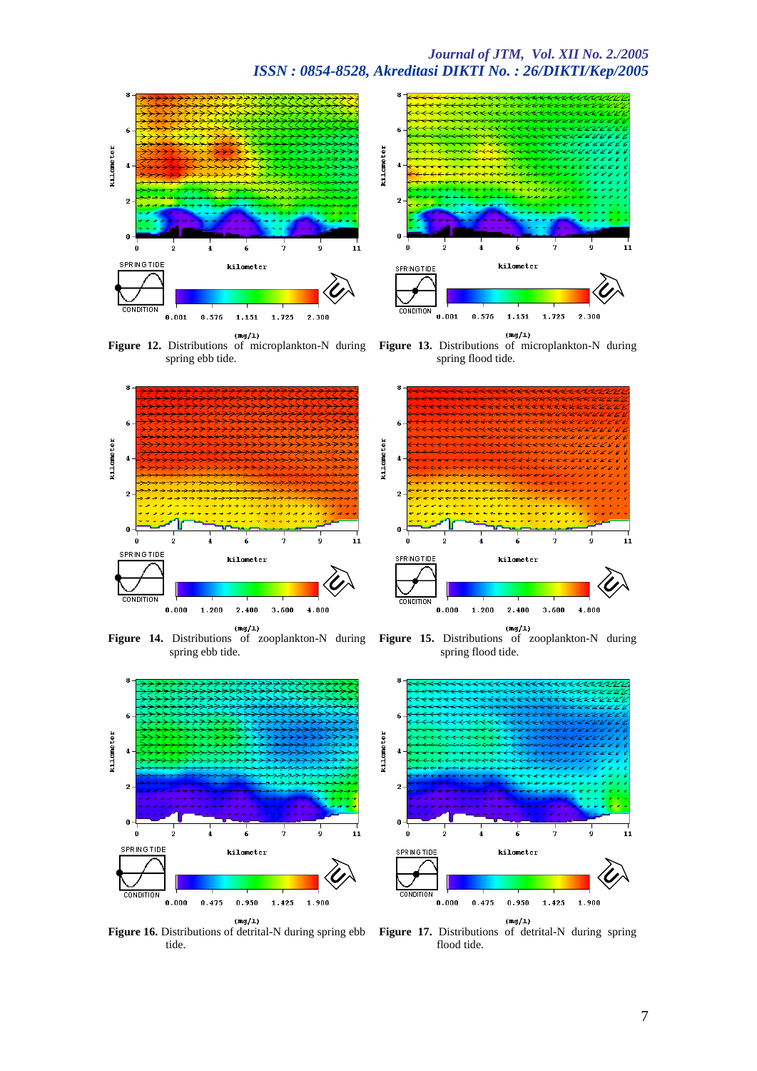**Figure 12.** Distributions of microplankton-N during spring ebb tide.

**Figure 13.** Distributions of microplankton-N during spring flood tide.

**Figure 14.** Distributions of zooplankton-N during spring ebb tide.

**Figure 15.** Distributions of zooplankton-N during spring flood tide.

**Figure 16.** Distributions of detrital-N during spring ebb tide.

**Figure 17.** Distributions of detrital-N during spring flood tide.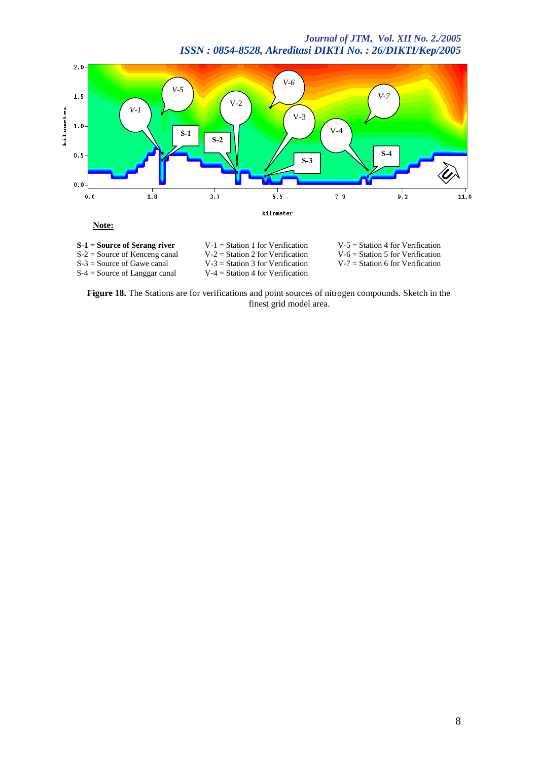kilometer

2.0
1.5
1.0
0.5
0.0

0.0
1.8
3.7
5.5
7.3
9.2
11.0

kilometer

V-1
V-5
V-2
V-6
V-3
V-4
V-7
S-1
S-2
S-3
S-4

**Note:**

**S-1 = Source of Serang river**
S-2 = Source of Kenceng canal
S-3 = Source of Gawe canal
S-4 = Source of Langgar canal

V-1 = Station 1 for Verification
V-2 = Station 2 for Verification
V-3 = Station 3 for Verification
V-4 = Station 4 for Verification

V-5 = Station 4 for Verification
V-6 = Station 5 for Verification
V-7 = Station 6 for Verification

**Figure 18.** The Stations are for verifications and point sources of nitrogen compounds. Sketch in the finest grid model area.